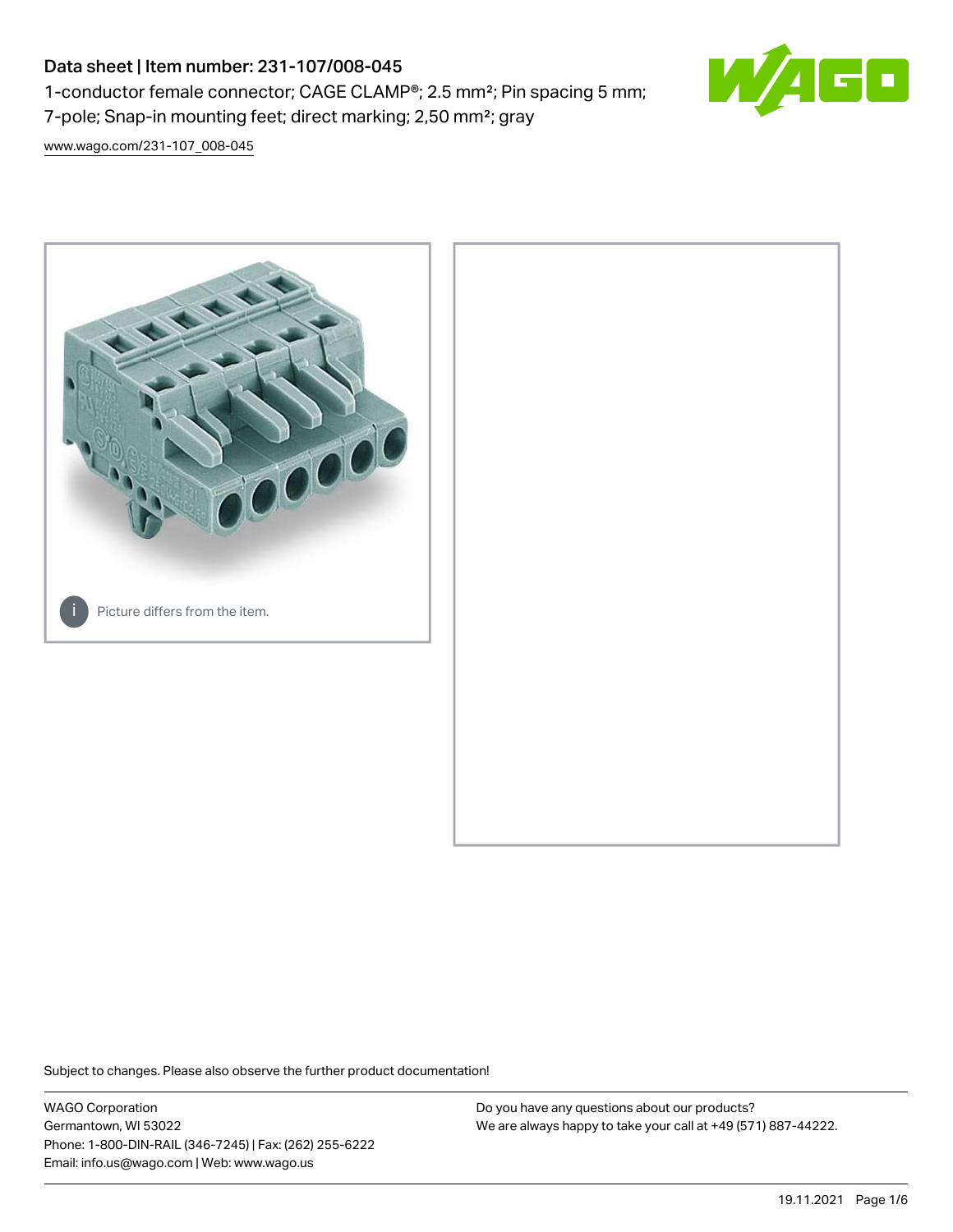# Data sheet | Item number: 231-107/008-045

1-conductor female connector; CAGE CLAMP®; 2.5 mm²; Pin spacing 5 mm; 7-pole; Snap-in mounting feet; direct marking; 2,50 mm²; gray

www.wago.com/231-107_008-045

Picture differs from the item.

Subject to changes. Please also observe the further product documentation!

WAGO Corporation
Germantown, WI 53022
Phone: 1-800-DIN-RAIL (346-7245) | Fax: (262) 255-6222
Email: info.us@wago.com | Web: www.wago.us

Do you have any questions about our products?
We are always happy to take your call at +49 (571) 887-44222.

19.11.2021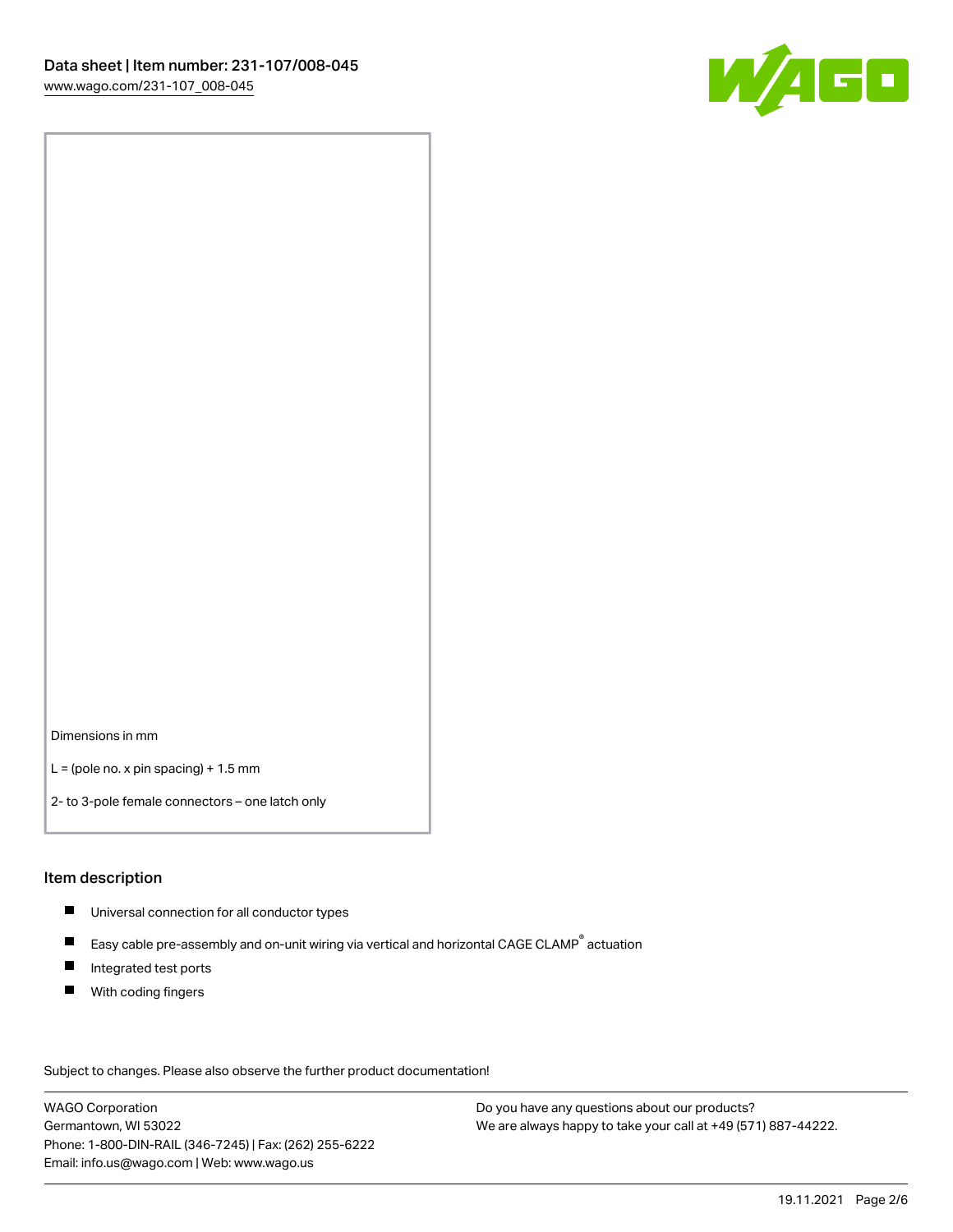Dimensions in mm

L = (pole no. x pin spacing) + 1.5 mm

2- to 3-pole female connectors – one latch only

## Item description

- Universal connection for all conductor types
- Easy cable pre-assembly and on-unit wiring via vertical and horizontal CAGE CLAMP® actuation
- Integrated test ports
- With coding fingers

Subject to changes. Please also observe the further product documentation!

WAGO Corporation
Germantown, WI 53022
Phone: 1-800-DIN-RAIL (346-7245) | Fax: (262) 255-6222
Email: info.us@wago.com | Web: www.wago.us

Do you have any questions about our products?
We are always happy to take your call at +49 (571) 887-44222.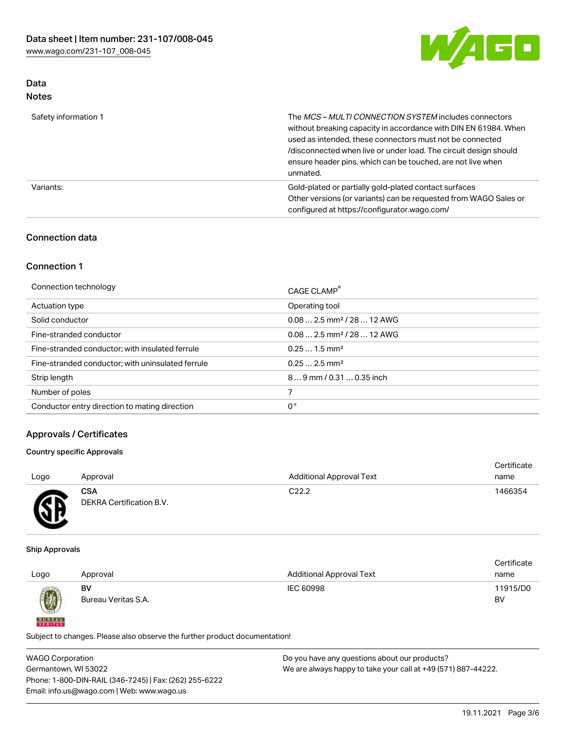## Data

### Notes

| | |
|---|---|
| Safety information 1 | The *MCS – MULTI CONNECTION SYSTEM* includes connectors without breaking capacity in accordance with DIN EN 61984. When used as intended, these connectors must not be connected /disconnected when live or under load. The circuit design should ensure header pins, which can be touched, are not live when unmated. |
| Variants: | Gold-plated or partially gold-plated contact surfaces<br>Other versions (or variants) can be requested from WAGO Sales or configured at https://configurator.wago.com/ |

## Connection data

### Connection 1

| | |
|---|---|
| Connection technology | CAGE CLAMP® |
| Actuation type | Operating tool |
| Solid conductor | 0.08 … 2.5 mm² / 28 … 12 AWG |
| Fine-stranded conductor | 0.08 … 2.5 mm² / 28 … 12 AWG |
| Fine-stranded conductor; with insulated ferrule | 0.25 … 1.5 mm² |
| Fine-stranded conductor; with uninsulated ferrule | 0.25 … 2.5 mm² |
| Strip length | 8 … 9 mm / 0.31 … 0.35 inch |
| Number of poles | 7 |
| Conductor entry direction to mating direction | 0 ° |

## Approvals / Certificates

#### Country specific Approvals

| Logo | Approval | Additional Approval Text | Certificate name |
|---|---|---|---|
| | **CSA**<br>DEKRA Certification B.V. | C22.2 | 1466354 |

#### Ship Approvals

| Logo | Approval | Additional Approval Text | Certificate name |
|---|---|---|---|
| | **BV**<br>Bureau Veritas S.A. | IEC 60998 | 11915/D0 BV |

Subject to changes. Please also observe the further product documentation!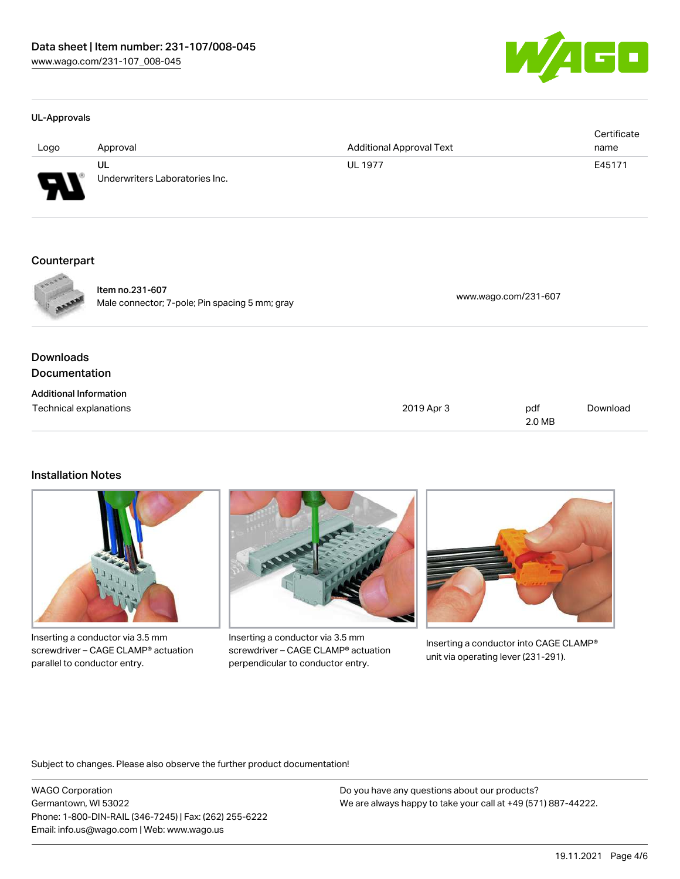### UL-Approvals

| Logo | Approval | Additional Approval Text | Certificate name |
| --- | --- | --- | --- |
| | UL<br>Underwriters Laboratories Inc. | UL 1977 | E45171 |

### Counterpart

Item no.231-607
Male connector; 7-pole; Pin spacing 5 mm; gray — www.wago.com/231-607

### Downloads
### Documentation

**Additional Information**

| | | | |
| --- | --- | --- | --- |
| Technical explanations | 2019 Apr 3 | pdf<br>2.0 MB | Download |

### Installation Notes

Inserting a conductor via 3.5 mm screwdriver – CAGE CLAMP® actuation parallel to conductor entry.

Inserting a conductor via 3.5 mm screwdriver – CAGE CLAMP® actuation perpendicular to conductor entry.

Inserting a conductor into CAGE CLAMP® unit via operating lever (231-291).

Subject to changes. Please also observe the further product documentation!

WAGO Corporation
Germantown, WI 53022
Phone: 1-800-DIN-RAIL (346-7245) | Fax: (262) 255-6222
Email: info.us@wago.com | Web: www.wago.us

Do you have any questions about our products?
We are always happy to take your call at +49 (571) 887-44222.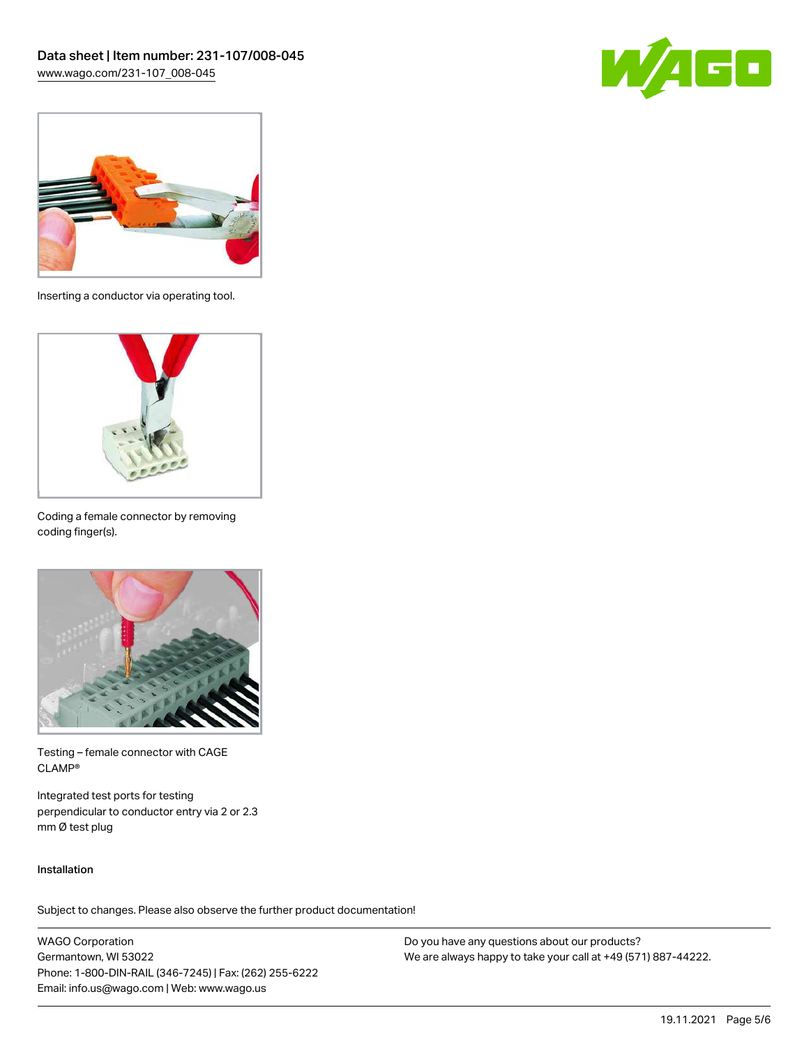Inserting a conductor via operating tool.

Coding a female connector by removing coding finger(s).

Testing – female connector with CAGE CLAMP®

Integrated test ports for testing perpendicular to conductor entry via 2 or 2.3 mm Ø test plug

Installation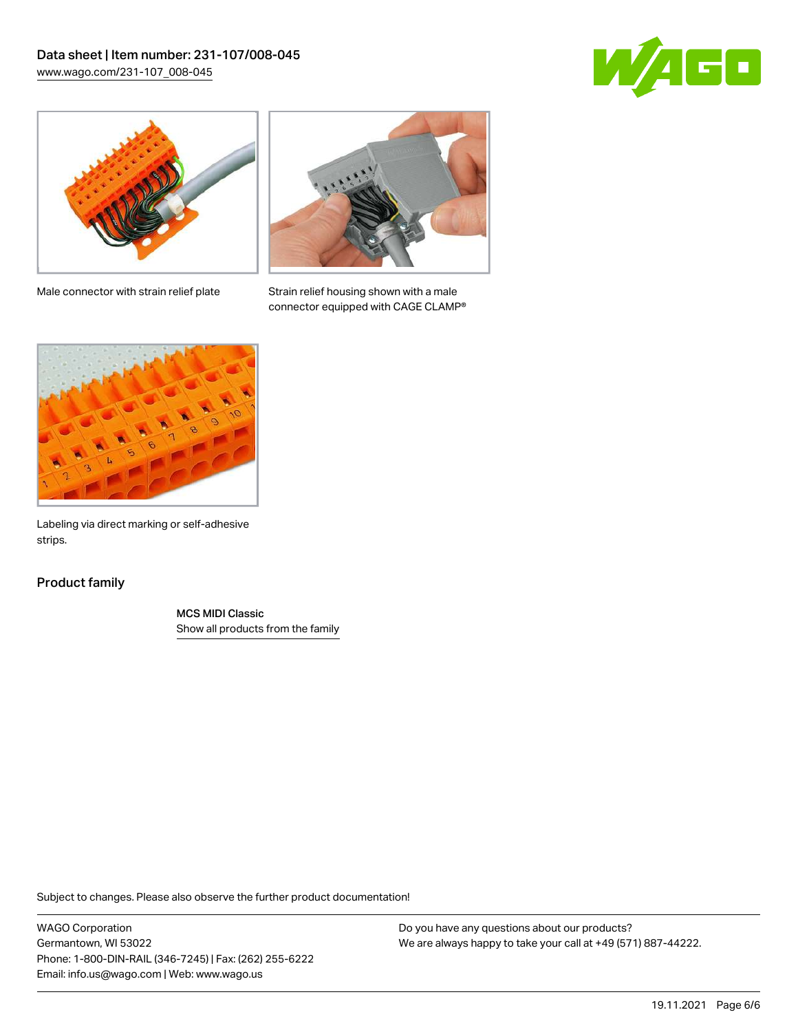Male connector with strain relief plate

Strain relief housing shown with a male connector equipped with CAGE CLAMP®

Labeling via direct marking or self-adhesive strips.

## Product family

MCS MIDI Classic
Show all products from the family

Subject to changes. Please also observe the further product documentation!

WAGO Corporation
Germantown, WI 53022
Phone: 1-800-DIN-RAIL (346-7245) | Fax: (262) 255-6222
Email: info.us@wago.com | Web: www.wago.us

Do you have any questions about our products?
We are always happy to take your call at +49 (571) 887-44222.